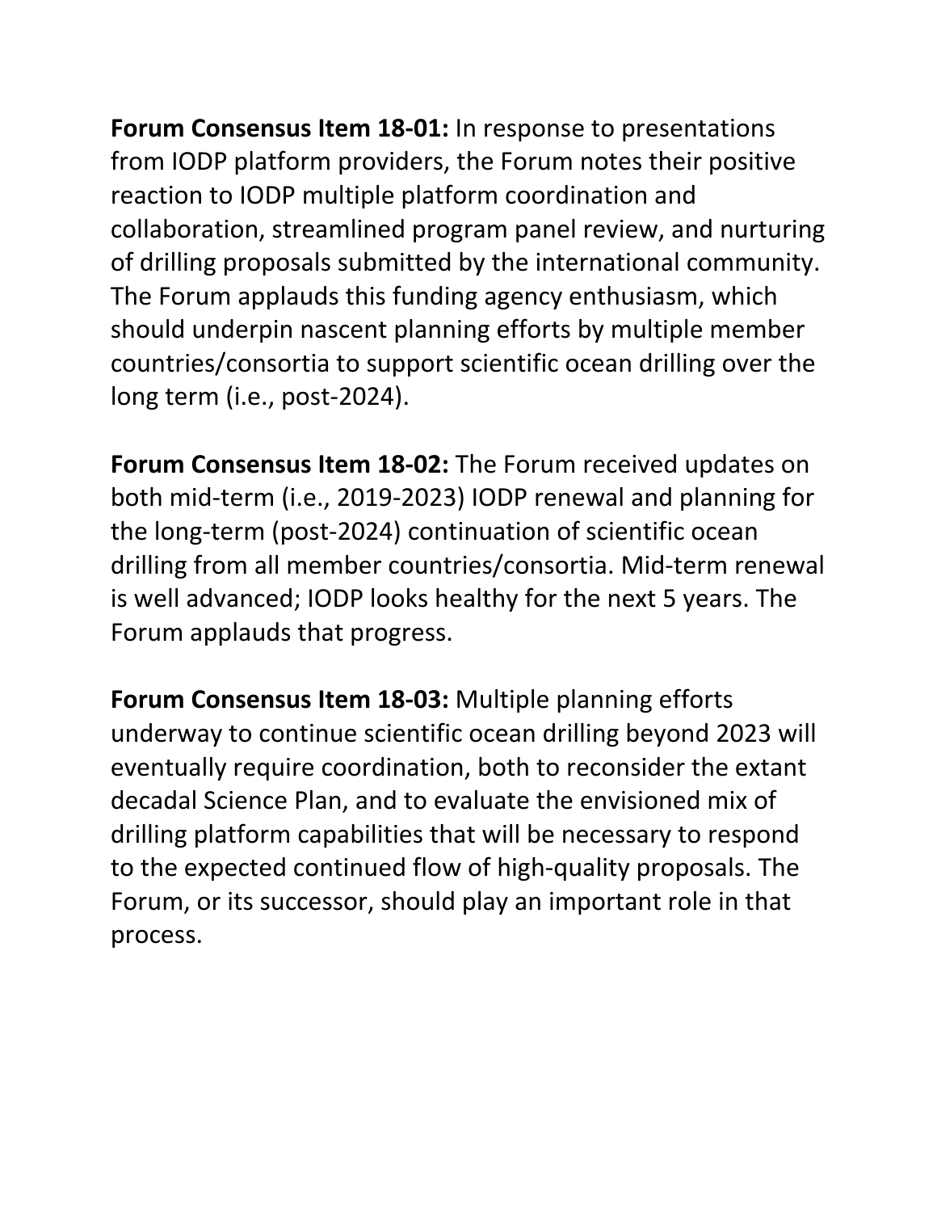**Forum Consensus Item 18-01:** In response to presentations from IODP platform providers, the Forum notes their positive reaction to IODP multiple platform coordination and collaboration, streamlined program panel review, and nurturing of drilling proposals submitted by the international community. The Forum applauds this funding agency enthusiasm, which should underpin nascent planning efforts by multiple member countries/consortia to support scientific ocean drilling over the long term (i.e., post-2024).

**Forum Consensus Item 18-02:** The Forum received updates on both mid-term (i.e., 2019-2023) IODP renewal and planning for the long-term (post-2024) continuation of scientific ocean drilling from all member countries/consortia. Mid-term renewal is well advanced; IODP looks healthy for the next 5 years. The Forum applauds that progress.

**Forum Consensus Item 18-03:** Multiple planning efforts underway to continue scientific ocean drilling beyond 2023 will eventually require coordination, both to reconsider the extant decadal Science Plan, and to evaluate the envisioned mix of drilling platform capabilities that will be necessary to respond to the expected continued flow of high-quality proposals. The Forum, or its successor, should play an important role in that process.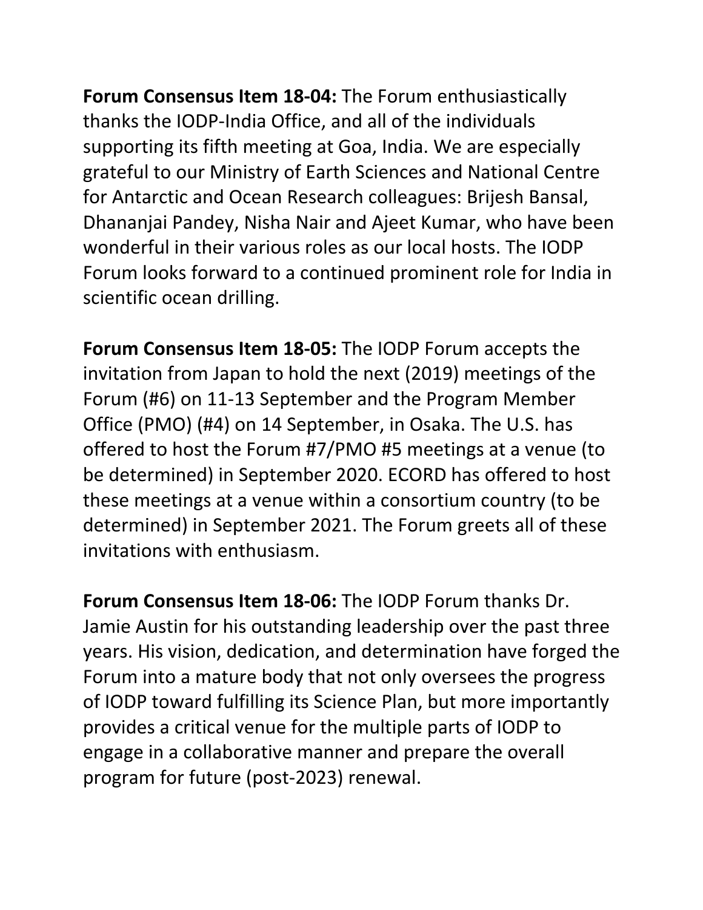**Forum Consensus Item 18-04:** The Forum enthusiastically thanks the IODP-India Office, and all of the individuals supporting its fifth meeting at Goa, India. We are especially grateful to our Ministry of Earth Sciences and National Centre for Antarctic and Ocean Research colleagues: Brijesh Bansal, Dhananjai Pandey, Nisha Nair and Ajeet Kumar, who have been wonderful in their various roles as our local hosts. The IODP Forum looks forward to a continued prominent role for India in scientific ocean drilling.

**Forum Consensus Item 18-05:** The IODP Forum accepts the invitation from Japan to hold the next (2019) meetings of the Forum (#6) on 11-13 September and the Program Member Office (PMO) (#4) on 14 September, in Osaka. The U.S. has offered to host the Forum #7/PMO #5 meetings at a venue (to be determined) in September 2020. ECORD has offered to host these meetings at a venue within a consortium country (to be determined) in September 2021. The Forum greets all of these invitations with enthusiasm.

**Forum Consensus Item 18-06:** The IODP Forum thanks Dr. Jamie Austin for his outstanding leadership over the past three years. His vision, dedication, and determination have forged the Forum into a mature body that not only oversees the progress of IODP toward fulfilling its Science Plan, but more importantly provides a critical venue for the multiple parts of IODP to engage in a collaborative manner and prepare the overall program for future (post-2023) renewal.